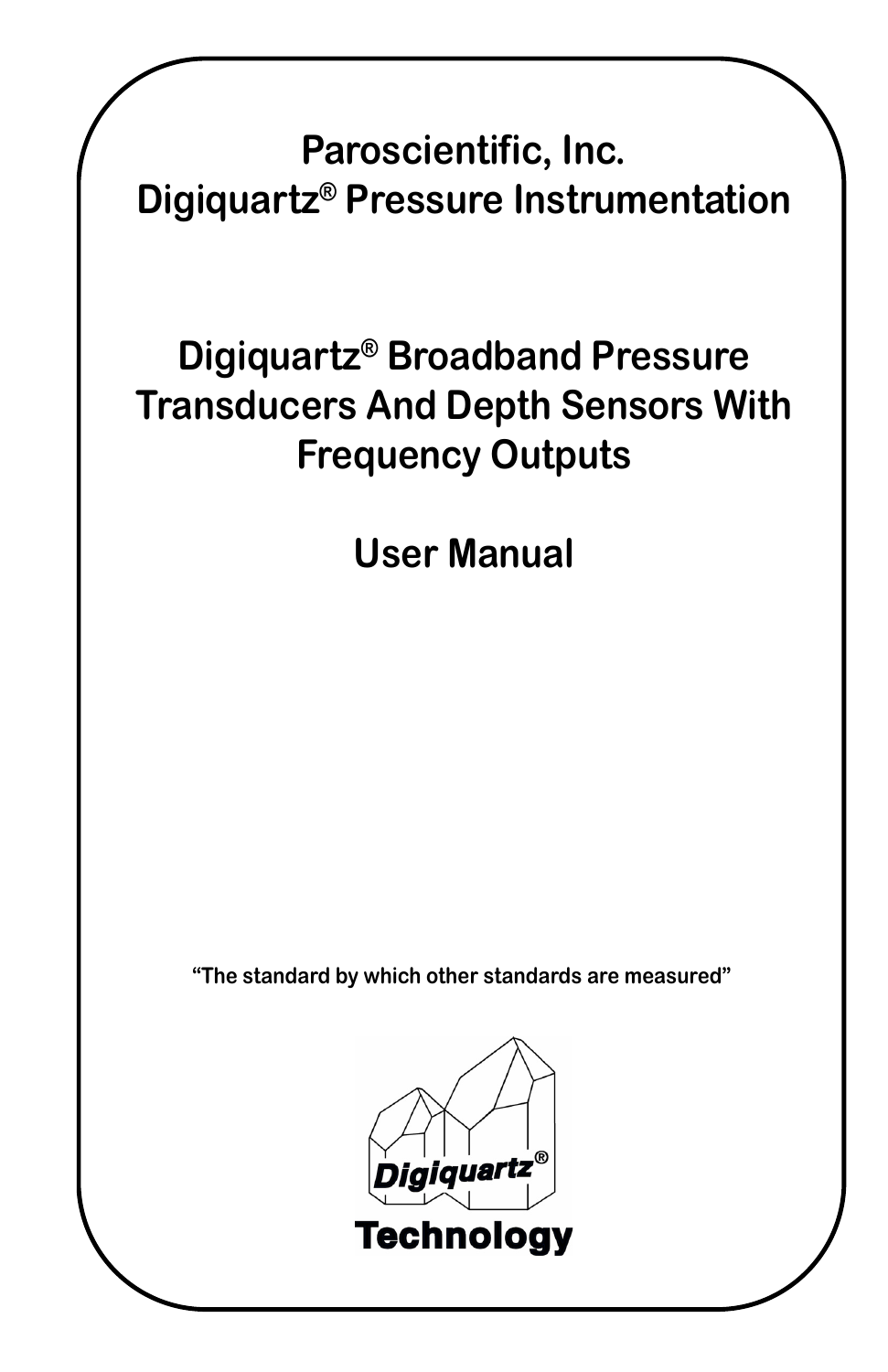# Paroscientific, Inc.
# Digiquartz® Pressure Instrumentation

## Digiquartz® Broadband Pressure Transducers And Depth Sensors With Frequency Outputs

## User Manual

**"The standard by which other standards are measured"**

**Digiquartz®**
**Technology**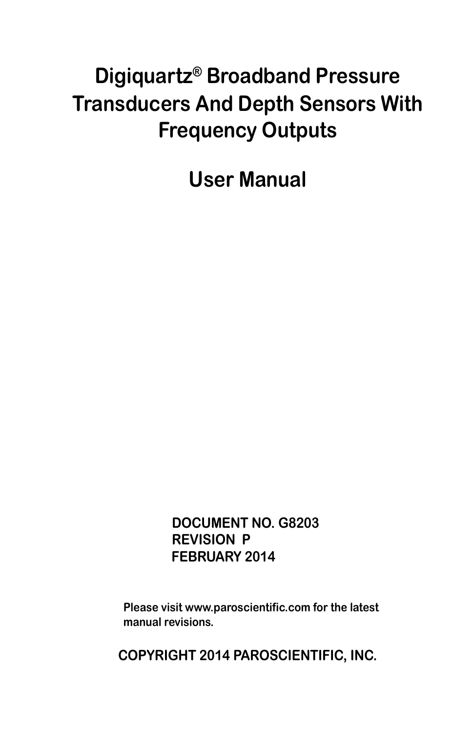# Digiquartz® Broadband Pressure Transducers And Depth Sensors With Frequency Outputs

# User Manual

DOCUMENT NO. G8203
REVISION P
FEBRUARY 2014

Please visit www.paroscientific.com for the latest manual revisions.

COPYRIGHT 2014 PAROSCIENTIFIC, INC.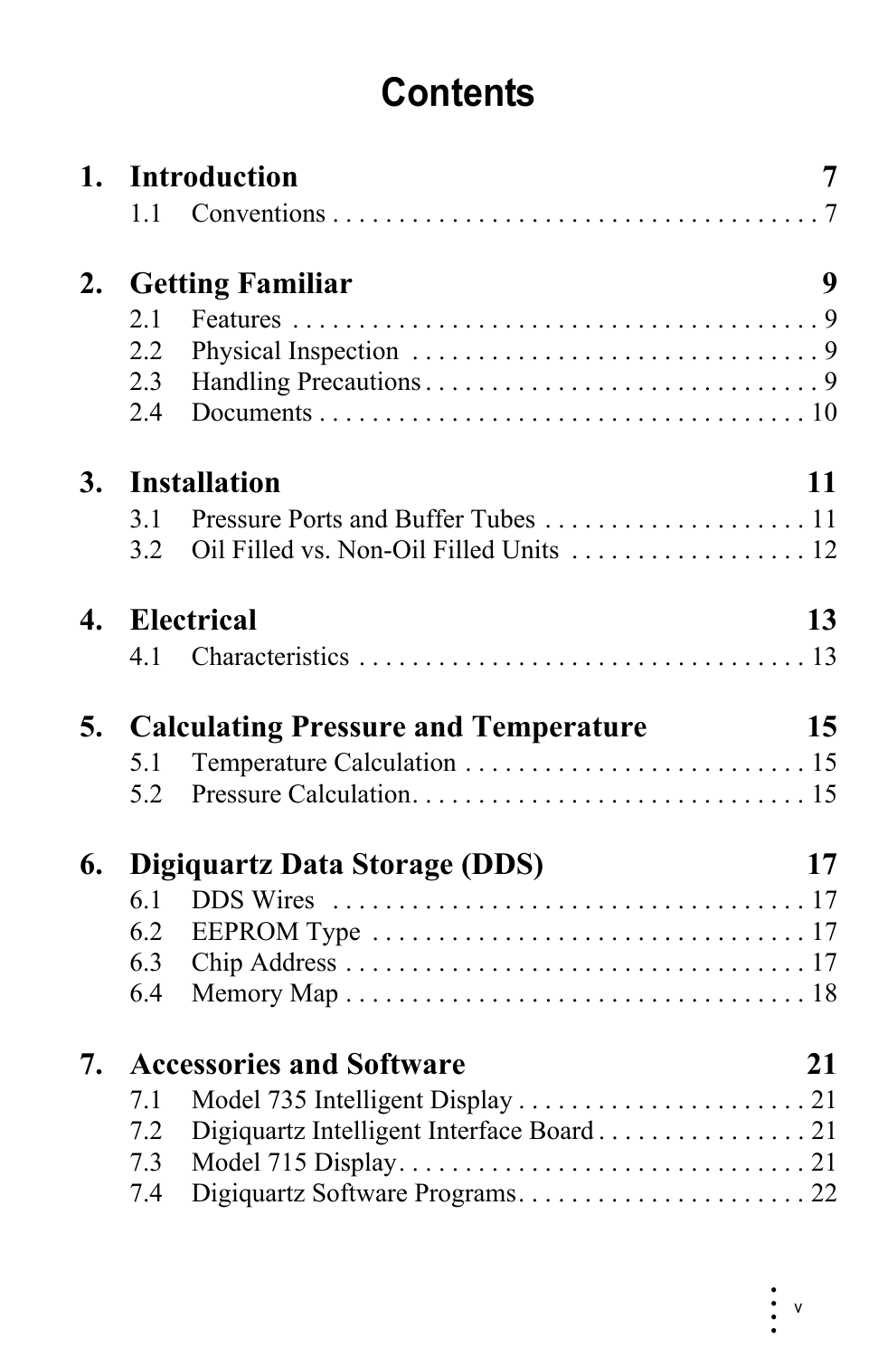# Contents

**1. Introduction 7**

1.1 Conventions . . . . . . . . . . . . . . . . . . . . . . . . . . . . . . . . . . . . . . 7

**2. Getting Familiar 9**

2.1 Features . . . . . . . . . . . . . . . . . . . . . . . . . . . . . . . . . . . . . . . . . 9
2.2 Physical Inspection . . . . . . . . . . . . . . . . . . . . . . . . . . . . . . . . 9
2.3 Handling Precautions . . . . . . . . . . . . . . . . . . . . . . . . . . . . . . 9
2.4 Documents . . . . . . . . . . . . . . . . . . . . . . . . . . . . . . . . . . . . . 10

**3. Installation 11**

3.1 Pressure Ports and Buffer Tubes . . . . . . . . . . . . . . . . . . . . 11
3.2 Oil Filled vs. Non-Oil Filled Units . . . . . . . . . . . . . . . . . . 12

**4. Electrical 13**

4.1 Characteristics . . . . . . . . . . . . . . . . . . . . . . . . . . . . . . . . . . 13

**5. Calculating Pressure and Temperature 15**

5.1 Temperature Calculation . . . . . . . . . . . . . . . . . . . . . . . . . . 15
5.2 Pressure Calculation. . . . . . . . . . . . . . . . . . . . . . . . . . . . . . 15

**6. Digiquartz Data Storage (DDS) 17**

6.1 DDS Wires . . . . . . . . . . . . . . . . . . . . . . . . . . . . . . . . . . . . . 17
6.2 EEPROM Type . . . . . . . . . . . . . . . . . . . . . . . . . . . . . . . . . 17
6.3 Chip Address . . . . . . . . . . . . . . . . . . . . . . . . . . . . . . . . . . . 17
6.4 Memory Map . . . . . . . . . . . . . . . . . . . . . . . . . . . . . . . . . . . 18

**7. Accessories and Software 21**

7.1 Model 735 Intelligent Display . . . . . . . . . . . . . . . . . . . . . . 21
7.2 Digiquartz Intelligent Interface Board . . . . . . . . . . . . . . . . 21
7.3 Model 715 Display. . . . . . . . . . . . . . . . . . . . . . . . . . . . . . . . 21
7.4 Digiquartz Software Programs. . . . . . . . . . . . . . . . . . . . . . 22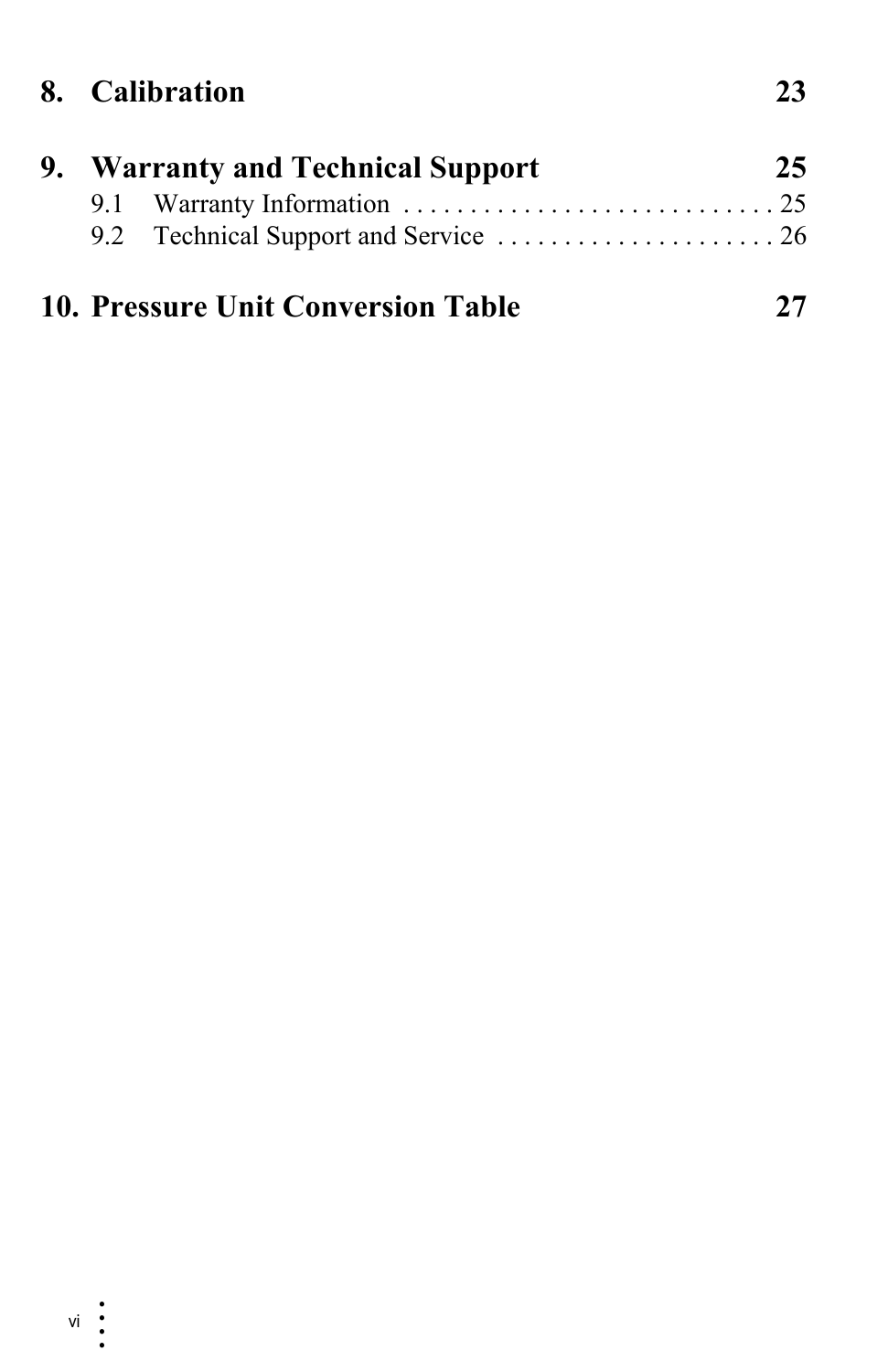**8. Calibration 23**

**9. Warranty and Technical Support 25**

9.1 Warranty Information . . . . . . . . . . . . . . . . . . . . . . . . . . . . 25

9.2 Technical Support and Service . . . . . . . . . . . . . . . . . . . . . 26

**10. Pressure Unit Conversion Table 27**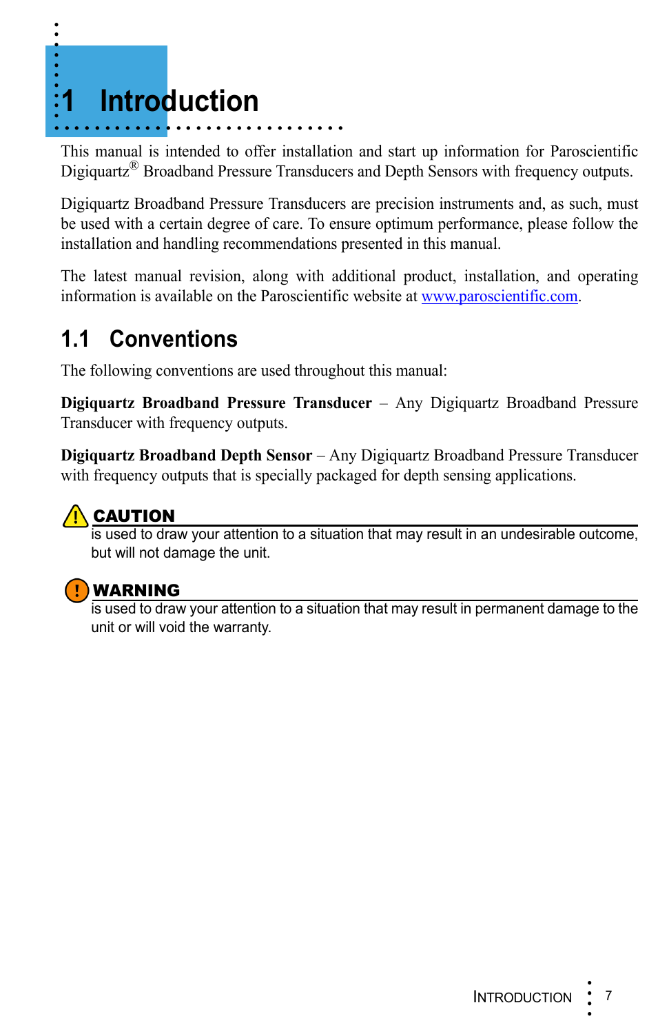# 1 Introduction

This manual is intended to offer installation and start up information for Paroscientific Digiquartz® Broadband Pressure Transducers and Depth Sensors with frequency outputs.

Digiquartz Broadband Pressure Transducers are precision instruments and, as such, must be used with a certain degree of care. To ensure optimum performance, please follow the installation and handling recommendations presented in this manual.

The latest manual revision, along with additional product, installation, and operating information is available on the Paroscientific website at www.paroscientific.com.

## 1.1 Conventions

The following conventions are used throughout this manual:

**Digiquartz Broadband Pressure Transducer** – Any Digiquartz Broadband Pressure Transducer with frequency outputs.

**Digiquartz Broadband Depth Sensor** – Any Digiquartz Broadband Pressure Transducer with frequency outputs that is specially packaged for depth sensing applications.

**CAUTION**
is used to draw your attention to a situation that may result in an undesirable outcome, but will not damage the unit.

**WARNING**
is used to draw your attention to a situation that may result in permanent damage to the unit or will void the warranty.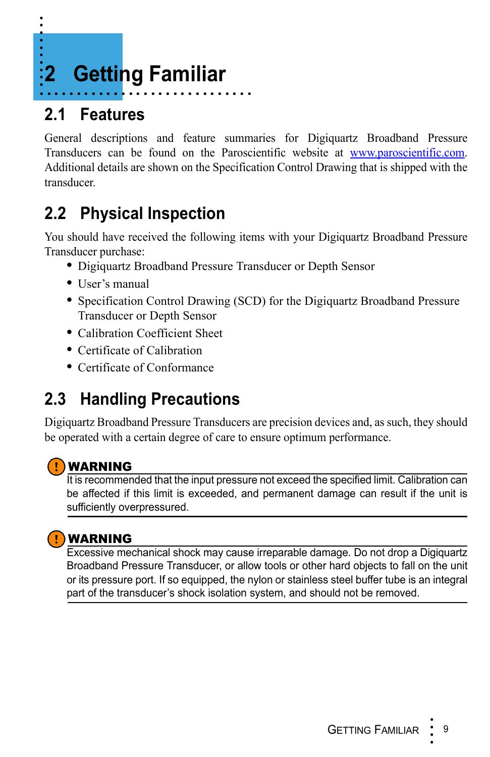# 2 Getting Familiar

## 2.1 Features

General descriptions and feature summaries for Digiquartz Broadband Pressure Transducers can be found on the Paroscientific website at www.paroscientific.com. Additional details are shown on the Specification Control Drawing that is shipped with the transducer.

## 2.2 Physical Inspection

You should have received the following items with your Digiquartz Broadband Pressure Transducer purchase:

- Digiquartz Broadband Pressure Transducer or Depth Sensor
- User's manual
- Specification Control Drawing (SCD) for the Digiquartz Broadband Pressure Transducer or Depth Sensor
- Calibration Coefficient Sheet
- Certificate of Calibration
- Certificate of Conformance

## 2.3 Handling Precautions

Digiquartz Broadband Pressure Transducers are precision devices and, as such, they should be operated with a certain degree of care to ensure optimum performance.

**WARNING**

It is recommended that the input pressure not exceed the specified limit. Calibration can be affected if this limit is exceeded, and permanent damage can result if the unit is sufficiently overpressured.

**WARNING**

Excessive mechanical shock may cause irreparable damage. Do not drop a Digiquartz Broadband Pressure Transducer, or allow tools or other hard objects to fall on the unit or its pressure port. If so equipped, the nylon or stainless steel buffer tube is an integral part of the transducer's shock isolation system, and should not be removed.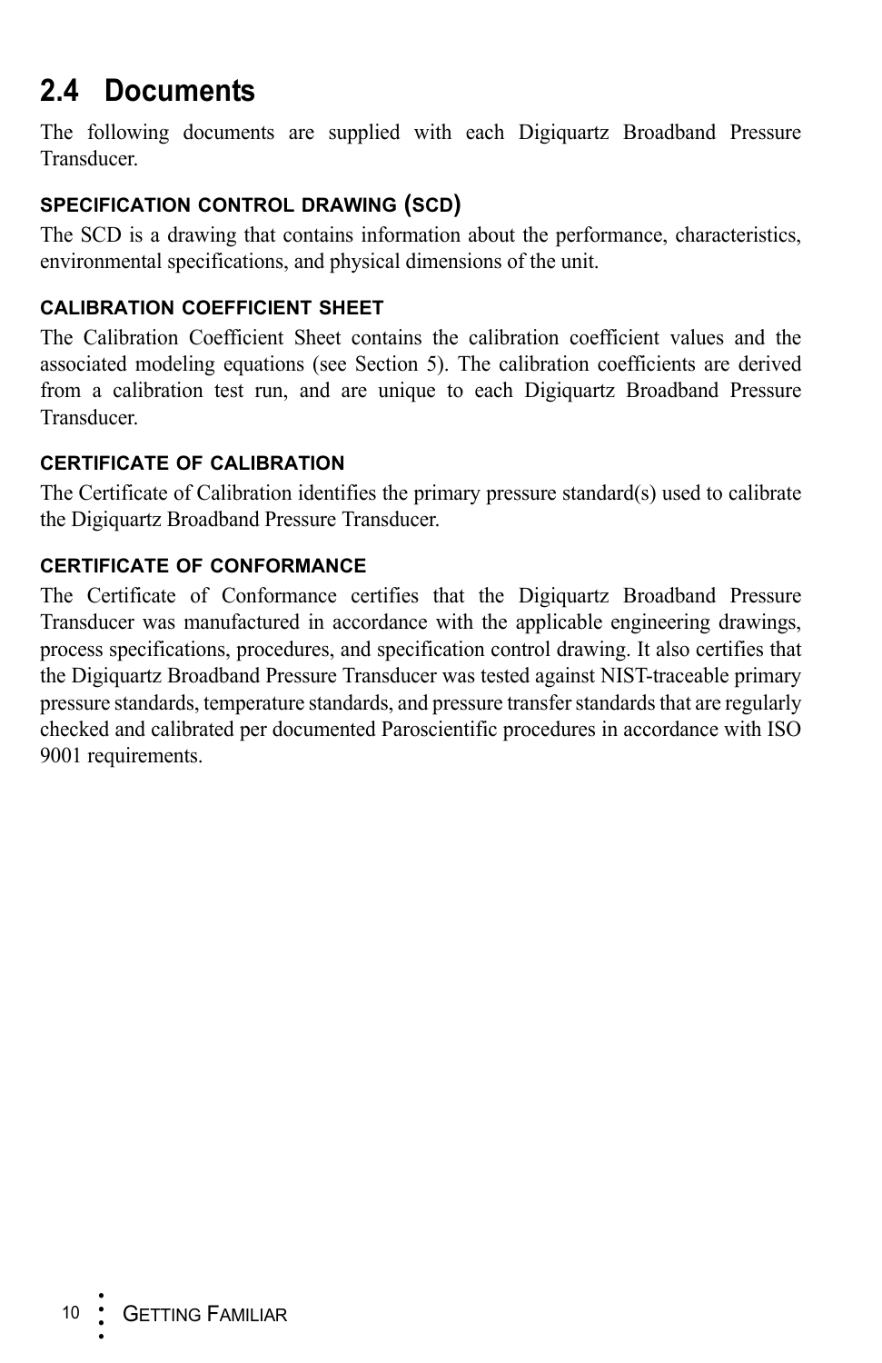## 2.4 Documents

The following documents are supplied with each Digiquartz Broadband Pressure Transducer.

### SPECIFICATION CONTROL DRAWING (SCD)

The SCD is a drawing that contains information about the performance, characteristics, environmental specifications, and physical dimensions of the unit.

### CALIBRATION COEFFICIENT SHEET

The Calibration Coefficient Sheet contains the calibration coefficient values and the associated modeling equations (see Section 5). The calibration coefficients are derived from a calibration test run, and are unique to each Digiquartz Broadband Pressure Transducer.

### CERTIFICATE OF CALIBRATION

The Certificate of Calibration identifies the primary pressure standard(s) used to calibrate the Digiquartz Broadband Pressure Transducer.

### CERTIFICATE OF CONFORMANCE

The Certificate of Conformance certifies that the Digiquartz Broadband Pressure Transducer was manufactured in accordance with the applicable engineering drawings, process specifications, procedures, and specification control drawing. It also certifies that the Digiquartz Broadband Pressure Transducer was tested against NIST-traceable primary pressure standards, temperature standards, and pressure transfer standards that are regularly checked and calibrated per documented Paroscientific procedures in accordance with ISO 9001 requirements.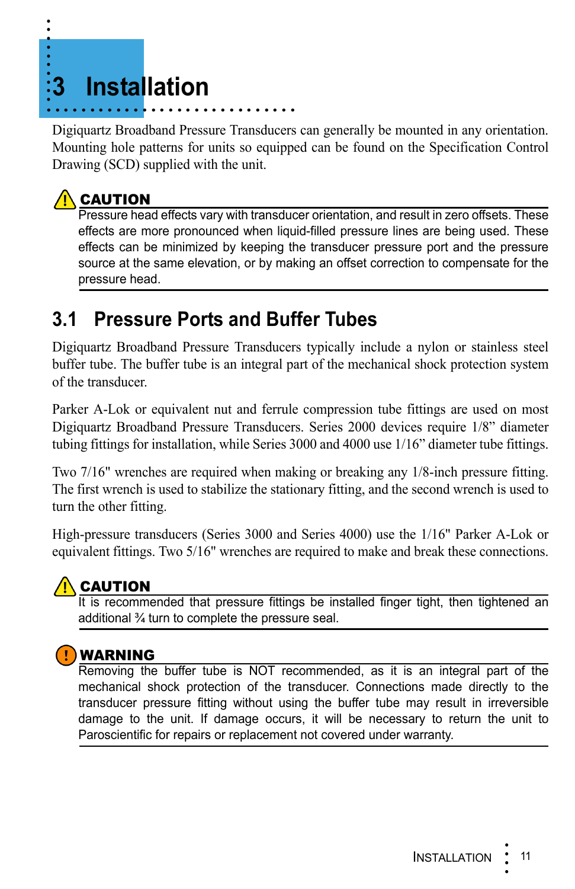# 3 Installation

Digiquartz Broadband Pressure Transducers can generally be mounted in any orientation. Mounting hole patterns for units so equipped can be found on the Specification Control Drawing (SCD) supplied with the unit.

**CAUTION**

Pressure head effects vary with transducer orientation, and result in zero offsets. These effects are more pronounced when liquid-filled pressure lines are being used. These effects can be minimized by keeping the transducer pressure port and the pressure source at the same elevation, or by making an offset correction to compensate for the pressure head.

## 3.1 Pressure Ports and Buffer Tubes

Digiquartz Broadband Pressure Transducers typically include a nylon or stainless steel buffer tube. The buffer tube is an integral part of the mechanical shock protection system of the transducer.

Parker A-Lok or equivalent nut and ferrule compression tube fittings are used on most Digiquartz Broadband Pressure Transducers. Series 2000 devices require 1/8" diameter tubing fittings for installation, while Series 3000 and 4000 use 1/16" diameter tube fittings.

Two 7/16" wrenches are required when making or breaking any 1/8-inch pressure fitting. The first wrench is used to stabilize the stationary fitting, and the second wrench is used to turn the other fitting.

High-pressure transducers (Series 3000 and Series 4000) use the 1/16" Parker A-Lok or equivalent fittings. Two 5/16" wrenches are required to make and break these connections.

**CAUTION**

It is recommended that pressure fittings be installed finger tight, then tightened an additional ¾ turn to complete the pressure seal.

**WARNING**

Removing the buffer tube is NOT recommended, as it is an integral part of the mechanical shock protection of the transducer. Connections made directly to the transducer pressure fitting without using the buffer tube may result in irreversible damage to the unit. If damage occurs, it will be necessary to return the unit to Paroscientific for repairs or replacement not covered under warranty.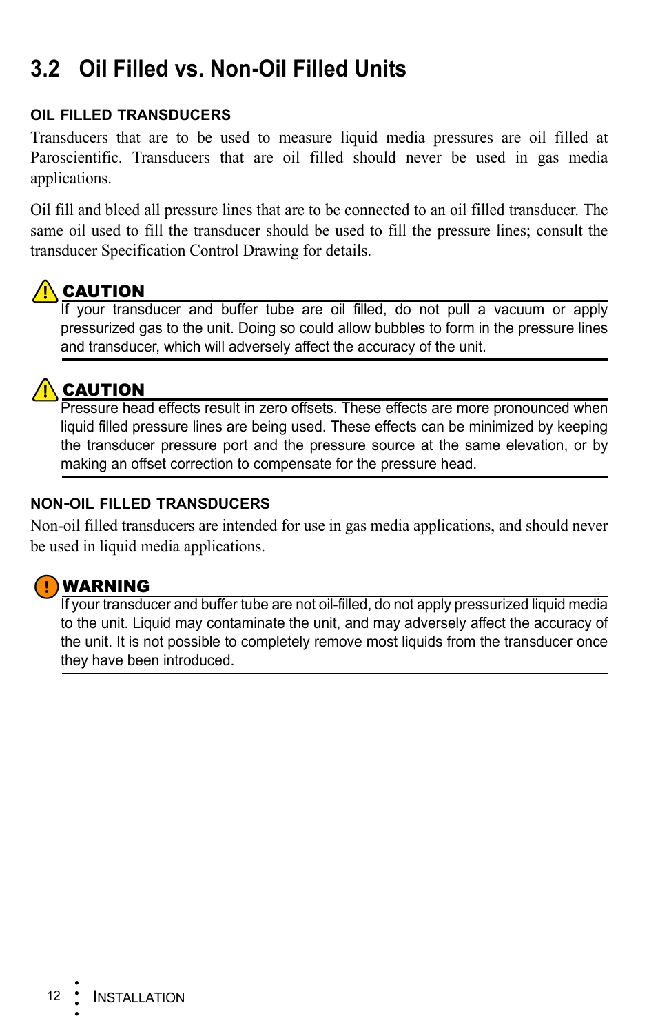## 3.2 Oil Filled vs. Non-Oil Filled Units

### OIL FILLED TRANSDUCERS

Transducers that are to be used to measure liquid media pressures are oil filled at Paroscientific. Transducers that are oil filled should never be used in gas media applications.

Oil fill and bleed all pressure lines that are to be connected to an oil filled transducer. The same oil used to fill the transducer should be used to fill the pressure lines; consult the transducer Specification Control Drawing for details.

**CAUTION**

If your transducer and buffer tube are oil filled, do not pull a vacuum or apply pressurized gas to the unit. Doing so could allow bubbles to form in the pressure lines and transducer, which will adversely affect the accuracy of the unit.

**CAUTION**

Pressure head effects result in zero offsets. These effects are more pronounced when liquid filled pressure lines are being used. These effects can be minimized by keeping the transducer pressure port and the pressure source at the same elevation, or by making an offset correction to compensate for the pressure head.

### NON-OIL FILLED TRANSDUCERS

Non-oil filled transducers are intended for use in gas media applications, and should never be used in liquid media applications.

**WARNING**

If your transducer and buffer tube are not oil-filled, do not apply pressurized liquid media to the unit. Liquid may contaminate the unit, and may adversely affect the accuracy of the unit. It is not possible to completely remove most liquids from the transducer once they have been introduced.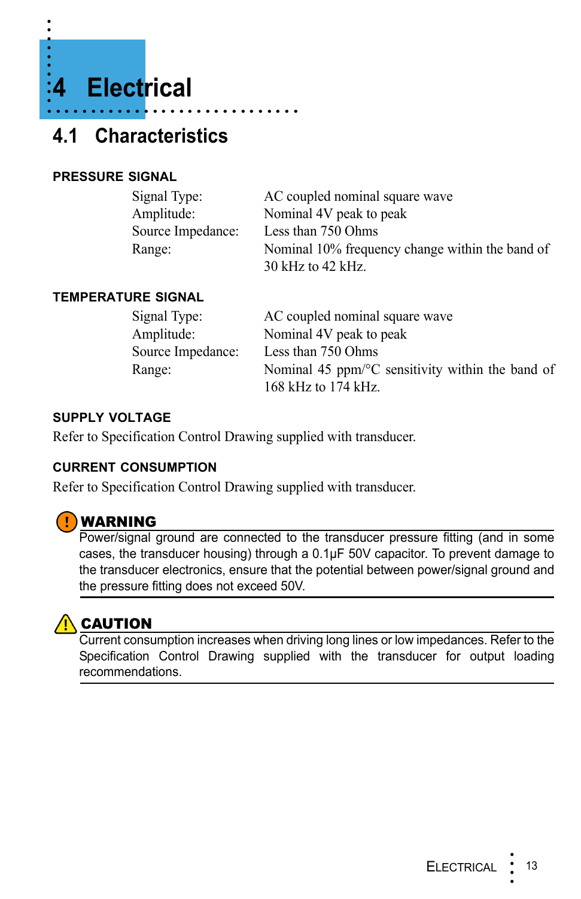# 4 Electrical

## 4.1 Characteristics

**PRESSURE SIGNAL**

| | |
|---|---|
| Signal Type: | AC coupled nominal square wave |
| Amplitude: | Nominal 4V peak to peak |
| Source Impedance: | Less than 750 Ohms |
| Range: | Nominal 10% frequency change within the band of 30 kHz to 42 kHz. |

**TEMPERATURE SIGNAL**

| | |
|---|---|
| Signal Type: | AC coupled nominal square wave |
| Amplitude: | Nominal 4V peak to peak |
| Source Impedance: | Less than 750 Ohms |
| Range: | Nominal 45 ppm/°C sensitivity within the band of 168 kHz to 174 kHz. |

**SUPPLY VOLTAGE**

Refer to Specification Control Drawing supplied with transducer.

**CURRENT CONSUMPTION**

Refer to Specification Control Drawing supplied with transducer.

**WARNING**

Power/signal ground are connected to the transducer pressure fitting (and in some cases, the transducer housing) through a 0.1μF 50V capacitor. To prevent damage to the transducer electronics, ensure that the potential between power/signal ground and the pressure fitting does not exceed 50V.

**CAUTION**

Current consumption increases when driving long lines or low impedances. Refer to the Specification Control Drawing supplied with the transducer for output loading recommendations.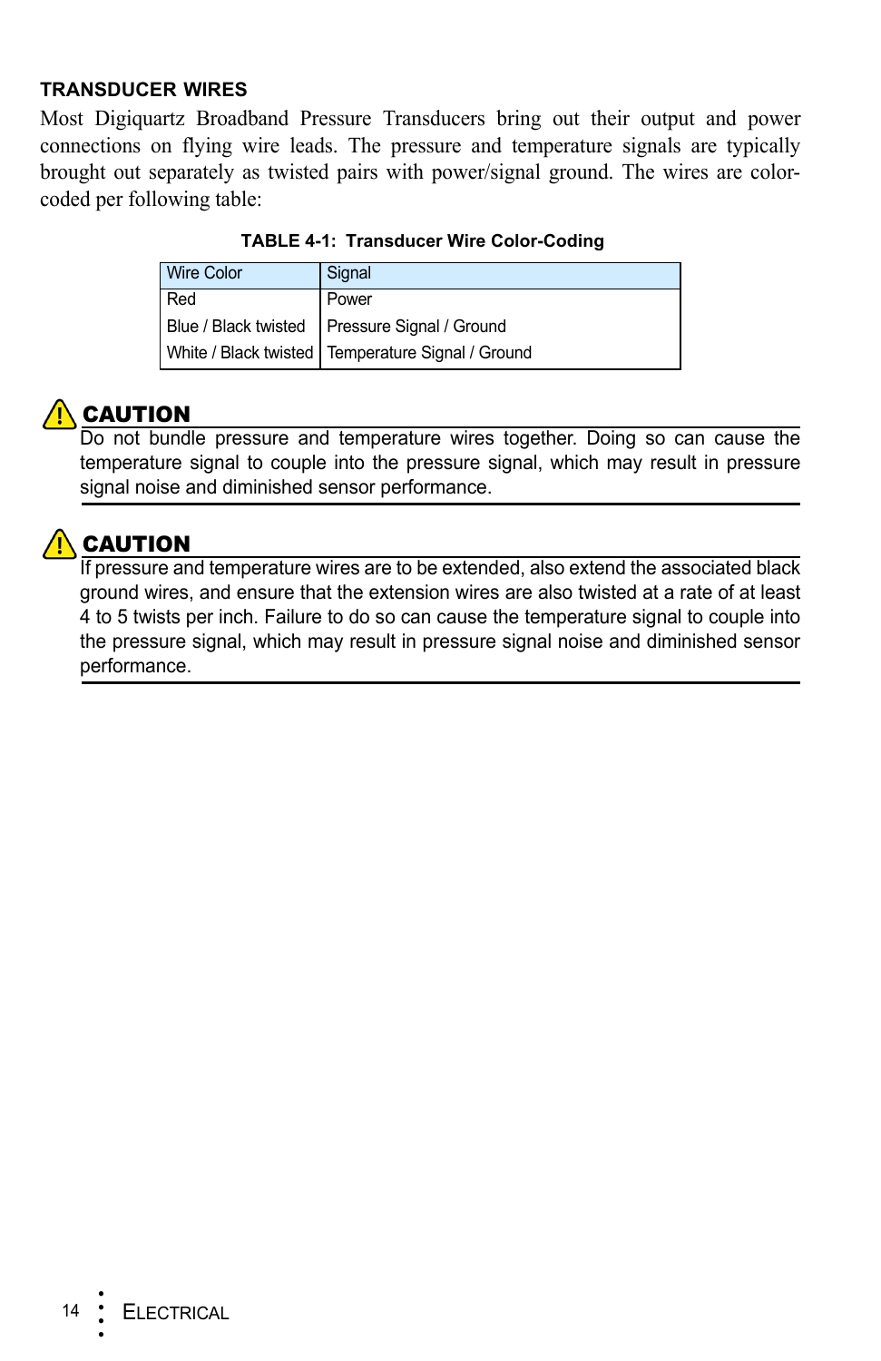### TRANSDUCER WIRES

Most Digiquartz Broadband Pressure Transducers bring out their output and power connections on flying wire leads. The pressure and temperature signals are typically brought out separately as twisted pairs with power/signal ground. The wires are color-coded per following table:

**TABLE 4-1: Transducer Wire Color-Coding**

| Wire Color | Signal |
|---|---|
| Red | Power |
| Blue / Black twisted | Pressure Signal / Ground |
| White / Black twisted | Temperature Signal / Ground |

**⚠ CAUTION**

Do not bundle pressure and temperature wires together. Doing so can cause the temperature signal to couple into the pressure signal, which may result in pressure signal noise and diminished sensor performance.

**⚠ CAUTION**

If pressure and temperature wires are to be extended, also extend the associated black ground wires, and ensure that the extension wires are also twisted at a rate of at least 4 to 5 twists per inch. Failure to do so can cause the temperature signal to couple into the pressure signal, which may result in pressure signal noise and diminished sensor performance.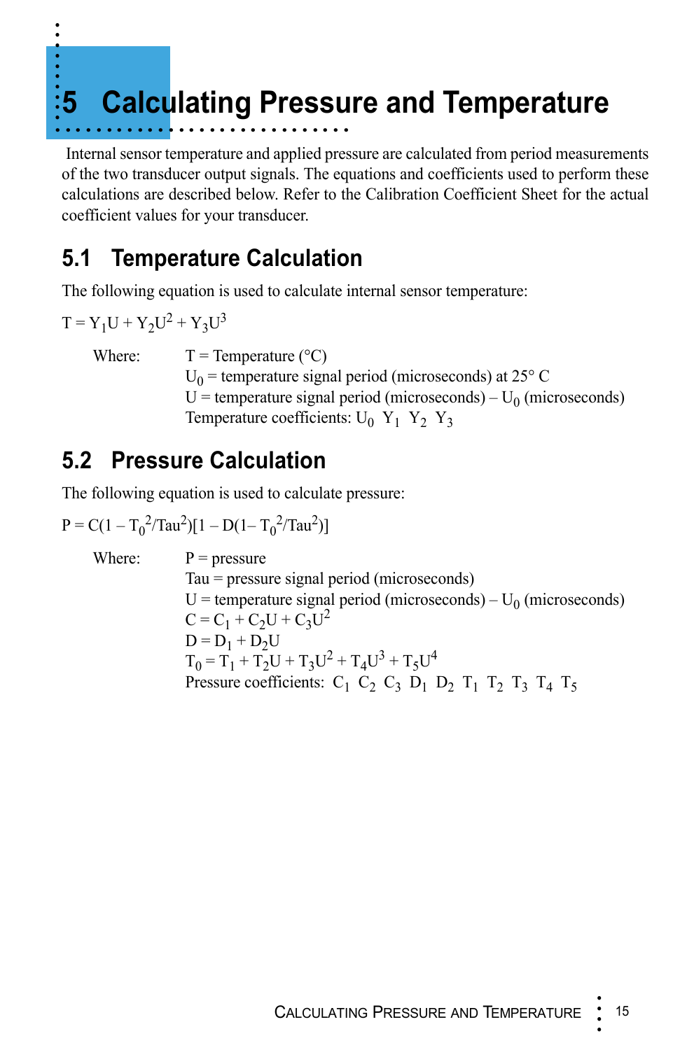# 5 Calculating Pressure and Temperature

Internal sensor temperature and applied pressure are calculated from period measurements of the two transducer output signals. The equations and coefficients used to perform these calculations are described below. Refer to the Calibration Coefficient Sheet for the actual coefficient values for your transducer.

## 5.1 Temperature Calculation

The following equation is used to calculate internal sensor temperature:

$$T = Y_1U + Y_2U^2 + Y_3U^3$$

Where:

- $T$ = Temperature (°C)
- $U_0$ = temperature signal period (microseconds) at 25° C
- $U$ = temperature signal period (microseconds) – $U_0$ (microseconds)
- Temperature coefficients: $U_0$ $Y_1$ $Y_2$ $Y_3$

## 5.2 Pressure Calculation

The following equation is used to calculate pressure:

$$P = C(1 - T_0^2/Tau^2)[1 - D(1 - T_0^2/Tau^2)]$$

Where:

- $P$ = pressure
- $Tau$ = pressure signal period (microseconds)
- $U$ = temperature signal period (microseconds) – $U_0$ (microseconds)
- $C = C_1 + C_2U + C_3U^2$
- $D = D_1 + D_2U$
- $T_0 = T_1 + T_2U + T_3U^2 + T_4U^3 + T_5U^4$
- Pressure coefficients: $C_1$ $C_2$ $C_3$ $D_1$ $D_2$ $T_1$ $T_2$ $T_3$ $T_4$ $T_5$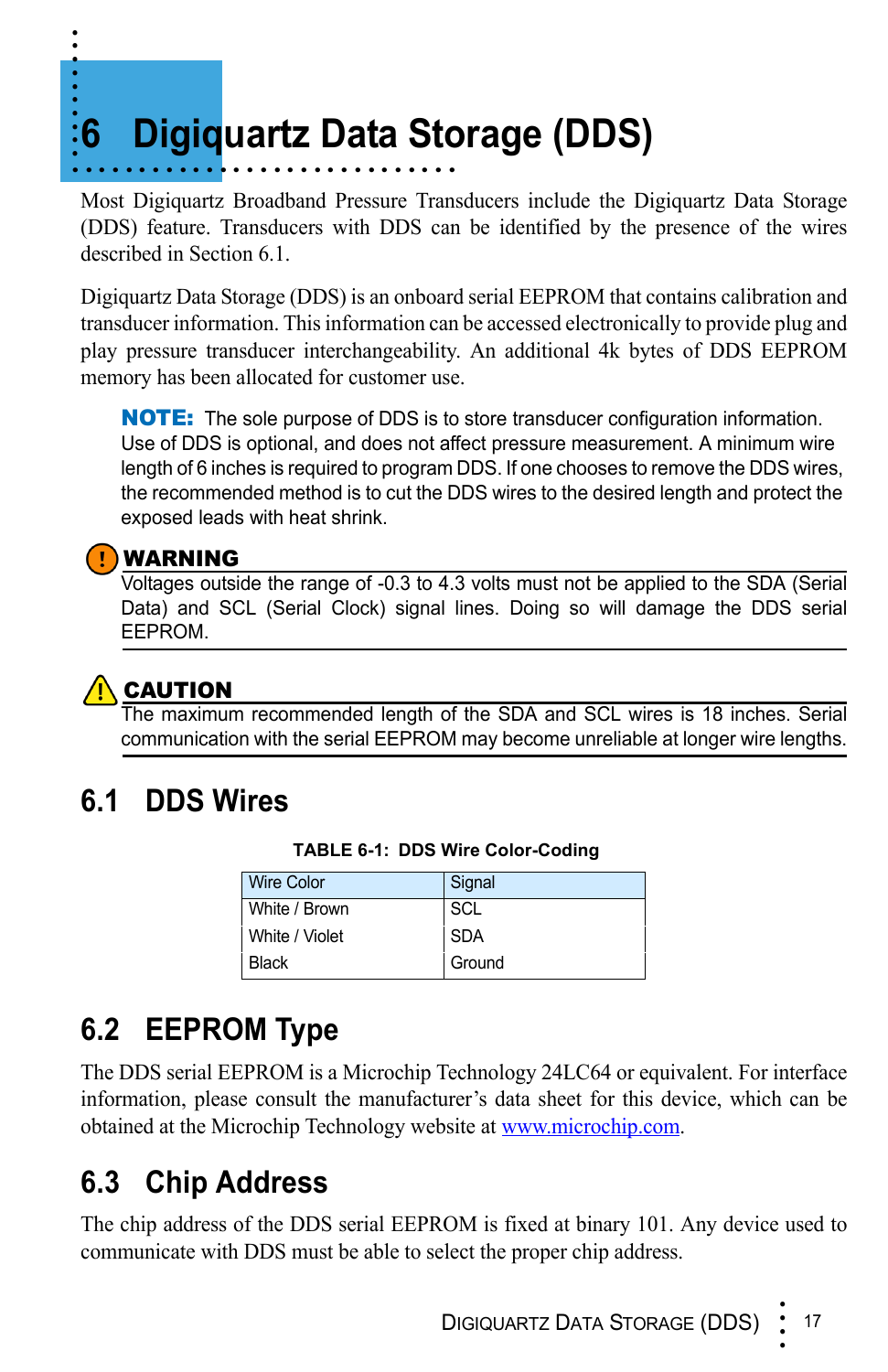# 6 Digiquartz Data Storage (DDS)

Most Digiquartz Broadband Pressure Transducers include the Digiquartz Data Storage (DDS) feature. Transducers with DDS can be identified by the presence of the wires described in Section 6.1.

Digiquartz Data Storage (DDS) is an onboard serial EEPROM that contains calibration and transducer information. This information can be accessed electronically to provide plug and play pressure transducer interchangeability. An additional 4k bytes of DDS EEPROM memory has been allocated for customer use.

> **NOTE:** The sole purpose of DDS is to store transducer configuration information. Use of DDS is optional, and does not affect pressure measurement. A minimum wire length of 6 inches is required to program DDS. If one chooses to remove the DDS wires, the recommended method is to cut the DDS wires to the desired length and protect the exposed leads with heat shrink.

**WARNING**

Voltages outside the range of -0.3 to 4.3 volts must not be applied to the SDA (Serial Data) and SCL (Serial Clock) signal lines. Doing so will damage the DDS serial EEPROM.

**CAUTION**

The maximum recommended length of the SDA and SCL wires is 18 inches. Serial communication with the serial EEPROM may become unreliable at longer wire lengths.

## 6.1 DDS Wires

**TABLE 6-1: DDS Wire Color-Coding**

| Wire Color | Signal |
|---|---|
| White / Brown | SCL |
| White / Violet | SDA |
| Black | Ground |

## 6.2 EEPROM Type

The DDS serial EEPROM is a Microchip Technology 24LC64 or equivalent. For interface information, please consult the manufacturer's data sheet for this device, which can be obtained at the Microchip Technology website at www.microchip.com.

## 6.3 Chip Address

The chip address of the DDS serial EEPROM is fixed at binary 101. Any device used to communicate with DDS must be able to select the proper chip address.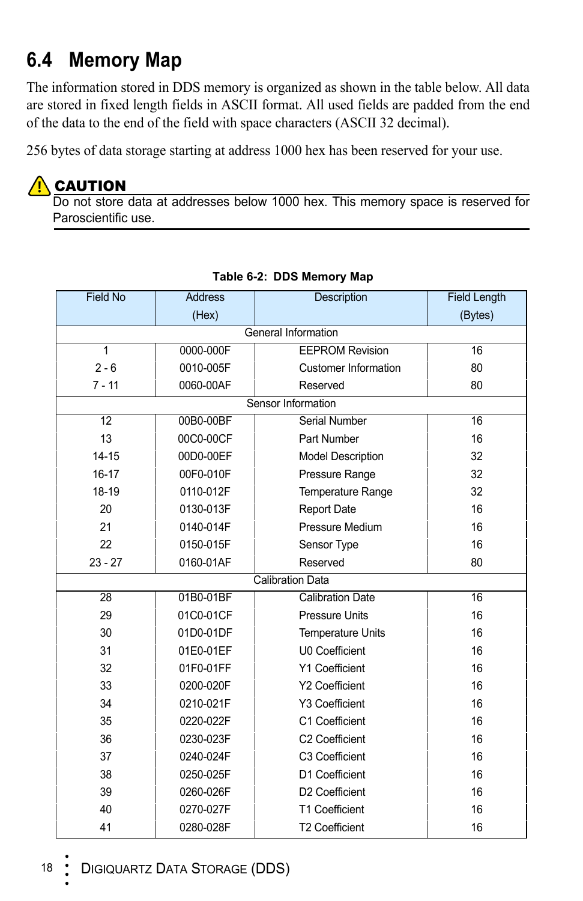## 6.4 Memory Map

The information stored in DDS memory is organized as shown in the table below. All data are stored in fixed length fields in ASCII format. All used fields are padded from the end of the data to the end of the field with space characters (ASCII 32 decimal).

256 bytes of data storage starting at address 1000 hex has been reserved for your use.

**CAUTION**

Do not store data at addresses below 1000 hex. This memory space is reserved for Paroscientific use.

**Table 6-2: DDS Memory Map**

| Field No | Address (Hex) | Description | Field Length (Bytes) |
|---|---|---|---|
| General Information | | | |
| 1 | 0000-000F | EEPROM Revision | 16 |
| 2 - 6 | 0010-005F | Customer Information | 80 |
| 7 - 11 | 0060-00AF | Reserved | 80 |
| Sensor Information | | | |
| 12 | 00B0-00BF | Serial Number | 16 |
| 13 | 00C0-00CF | Part Number | 16 |
| 14-15 | 00D0-00EF | Model Description | 32 |
| 16-17 | 00F0-010F | Pressure Range | 32 |
| 18-19 | 0110-012F | Temperature Range | 32 |
| 20 | 0130-013F | Report Date | 16 |
| 21 | 0140-014F | Pressure Medium | 16 |
| 22 | 0150-015F | Sensor Type | 16 |
| 23 - 27 | 0160-01AF | Reserved | 80 |
| Calibration Data | | | |
| 28 | 01B0-01BF | Calibration Date | 16 |
| 29 | 01C0-01CF | Pressure Units | 16 |
| 30 | 01D0-01DF | Temperature Units | 16 |
| 31 | 01E0-01EF | U0 Coefficient | 16 |
| 32 | 01F0-01FF | Y1 Coefficient | 16 |
| 33 | 0200-020F | Y2 Coefficient | 16 |
| 34 | 0210-021F | Y3 Coefficient | 16 |
| 35 | 0220-022F | C1 Coefficient | 16 |
| 36 | 0230-023F | C2 Coefficient | 16 |
| 37 | 0240-024F | C3 Coefficient | 16 |
| 38 | 0250-025F | D1 Coefficient | 16 |
| 39 | 0260-026F | D2 Coefficient | 16 |
| 40 | 0270-027F | T1 Coefficient | 16 |
| 41 | 0280-028F | T2 Coefficient | 16 |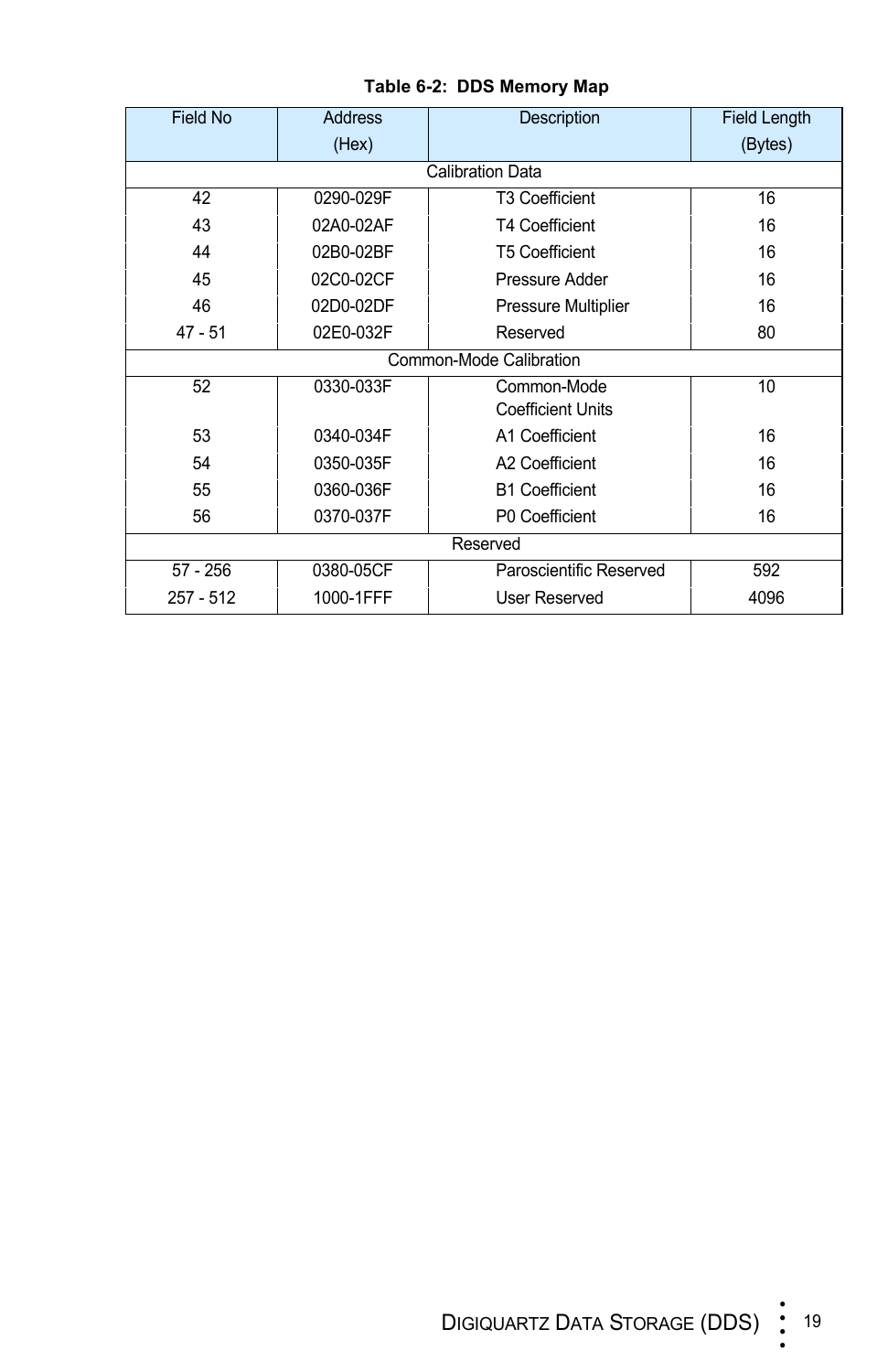**Table 6-2: DDS Memory Map**

| Field No | Address (Hex) | Description | Field Length (Bytes) |
|---|---|---|---|
| Calibration Data | | | |
| 42 | 0290-029F | T3 Coefficient | 16 |
| 43 | 02A0-02AF | T4 Coefficient | 16 |
| 44 | 02B0-02BF | T5 Coefficient | 16 |
| 45 | 02C0-02CF | Pressure Adder | 16 |
| 46 | 02D0-02DF | Pressure Multiplier | 16 |
| 47 - 51 | 02E0-032F | Reserved | 80 |
| Common-Mode Calibration | | | |
| 52 | 0330-033F | Common-Mode Coefficient Units | 10 |
| 53 | 0340-034F | A1 Coefficient | 16 |
| 54 | 0350-035F | A2 Coefficient | 16 |
| 55 | 0360-036F | B1 Coefficient | 16 |
| 56 | 0370-037F | P0 Coefficient | 16 |
| Reserved | | | |
| 57 - 256 | 0380-05CF | Paroscientific Reserved | 592 |
| 257 - 512 | 1000-1FFF | User Reserved | 4096 |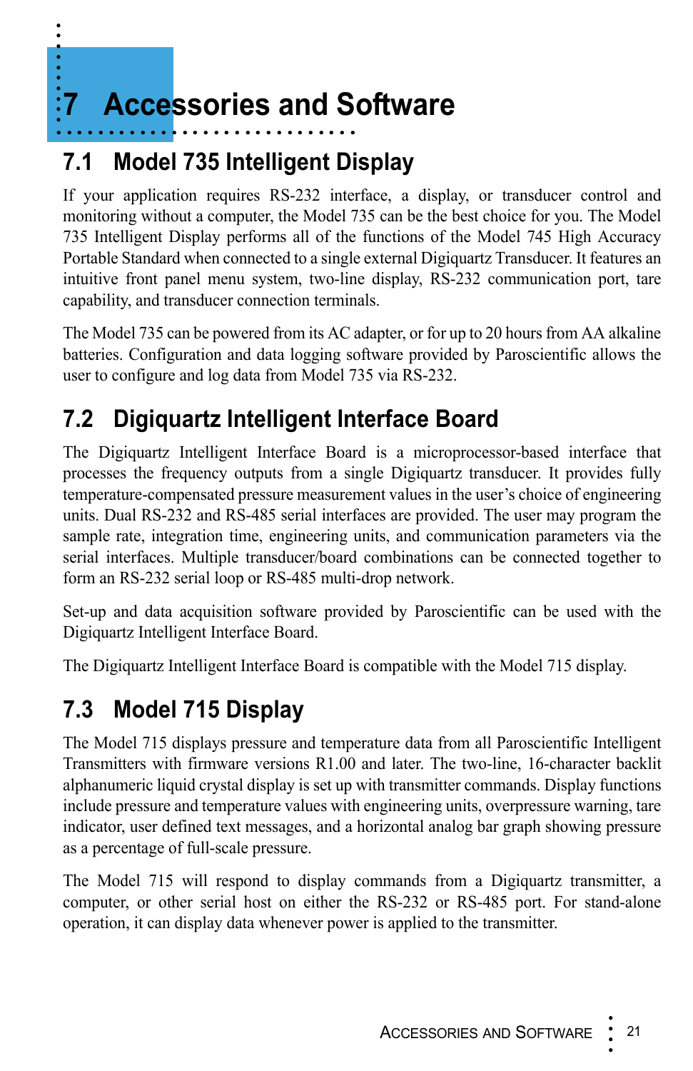# 7 Accessories and Software

## 7.1 Model 735 Intelligent Display

If your application requires RS-232 interface, a display, or transducer control and monitoring without a computer, the Model 735 can be the best choice for you. The Model 735 Intelligent Display performs all of the functions of the Model 745 High Accuracy Portable Standard when connected to a single external Digiquartz Transducer. It features an intuitive front panel menu system, two-line display, RS-232 communication port, tare capability, and transducer connection terminals.

The Model 735 can be powered from its AC adapter, or for up to 20 hours from AA alkaline batteries. Configuration and data logging software provided by Paroscientific allows the user to configure and log data from Model 735 via RS-232.

## 7.2 Digiquartz Intelligent Interface Board

The Digiquartz Intelligent Interface Board is a microprocessor-based interface that processes the frequency outputs from a single Digiquartz transducer. It provides fully temperature-compensated pressure measurement values in the user's choice of engineering units. Dual RS-232 and RS-485 serial interfaces are provided. The user may program the sample rate, integration time, engineering units, and communication parameters via the serial interfaces. Multiple transducer/board combinations can be connected together to form an RS-232 serial loop or RS-485 multi-drop network.

Set-up and data acquisition software provided by Paroscientific can be used with the Digiquartz Intelligent Interface Board.

The Digiquartz Intelligent Interface Board is compatible with the Model 715 display.

## 7.3 Model 715 Display

The Model 715 displays pressure and temperature data from all Paroscientific Intelligent Transmitters with firmware versions R1.00 and later. The two-line, 16-character backlit alphanumeric liquid crystal display is set up with transmitter commands. Display functions include pressure and temperature values with engineering units, overpressure warning, tare indicator, user defined text messages, and a horizontal analog bar graph showing pressure as a percentage of full-scale pressure.

The Model 715 will respond to display commands from a Digiquartz transmitter, a computer, or other serial host on either the RS-232 or RS-485 port. For stand-alone operation, it can display data whenever power is applied to the transmitter.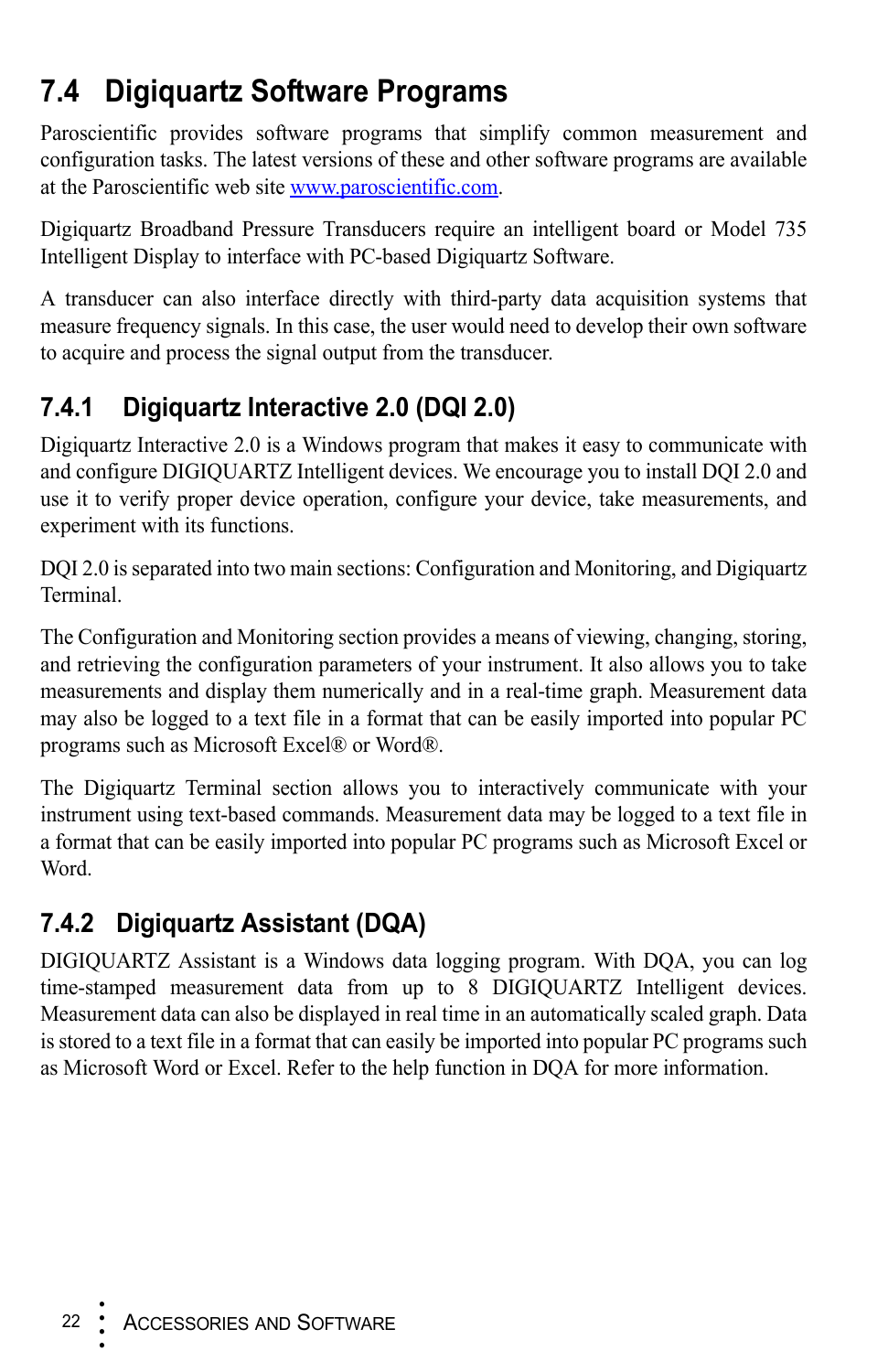## 7.4 Digiquartz Software Programs

Paroscientific provides software programs that simplify common measurement and configuration tasks. The latest versions of these and other software programs are available at the Paroscientific web site www.paroscientific.com.

Digiquartz Broadband Pressure Transducers require an intelligent board or Model 735 Intelligent Display to interface with PC-based Digiquartz Software.

A transducer can also interface directly with third-party data acquisition systems that measure frequency signals. In this case, the user would need to develop their own software to acquire and process the signal output from the transducer.

### 7.4.1 Digiquartz Interactive 2.0 (DQI 2.0)

Digiquartz Interactive 2.0 is a Windows program that makes it easy to communicate with and configure DIGIQUARTZ Intelligent devices. We encourage you to install DQI 2.0 and use it to verify proper device operation, configure your device, take measurements, and experiment with its functions.

DQI 2.0 is separated into two main sections: Configuration and Monitoring, and Digiquartz Terminal.

The Configuration and Monitoring section provides a means of viewing, changing, storing, and retrieving the configuration parameters of your instrument. It also allows you to take measurements and display them numerically and in a real-time graph. Measurement data may also be logged to a text file in a format that can be easily imported into popular PC programs such as Microsoft Excel® or Word®.

The Digiquartz Terminal section allows you to interactively communicate with your instrument using text-based commands. Measurement data may be logged to a text file in a format that can be easily imported into popular PC programs such as Microsoft Excel or Word.

### 7.4.2 Digiquartz Assistant (DQA)

DIGIQUARTZ Assistant is a Windows data logging program. With DQA, you can log time-stamped measurement data from up to 8 DIGIQUARTZ Intelligent devices. Measurement data can also be displayed in real time in an automatically scaled graph. Data is stored to a text file in a format that can easily be imported into popular PC programs such as Microsoft Word or Excel. Refer to the help function in DQA for more information.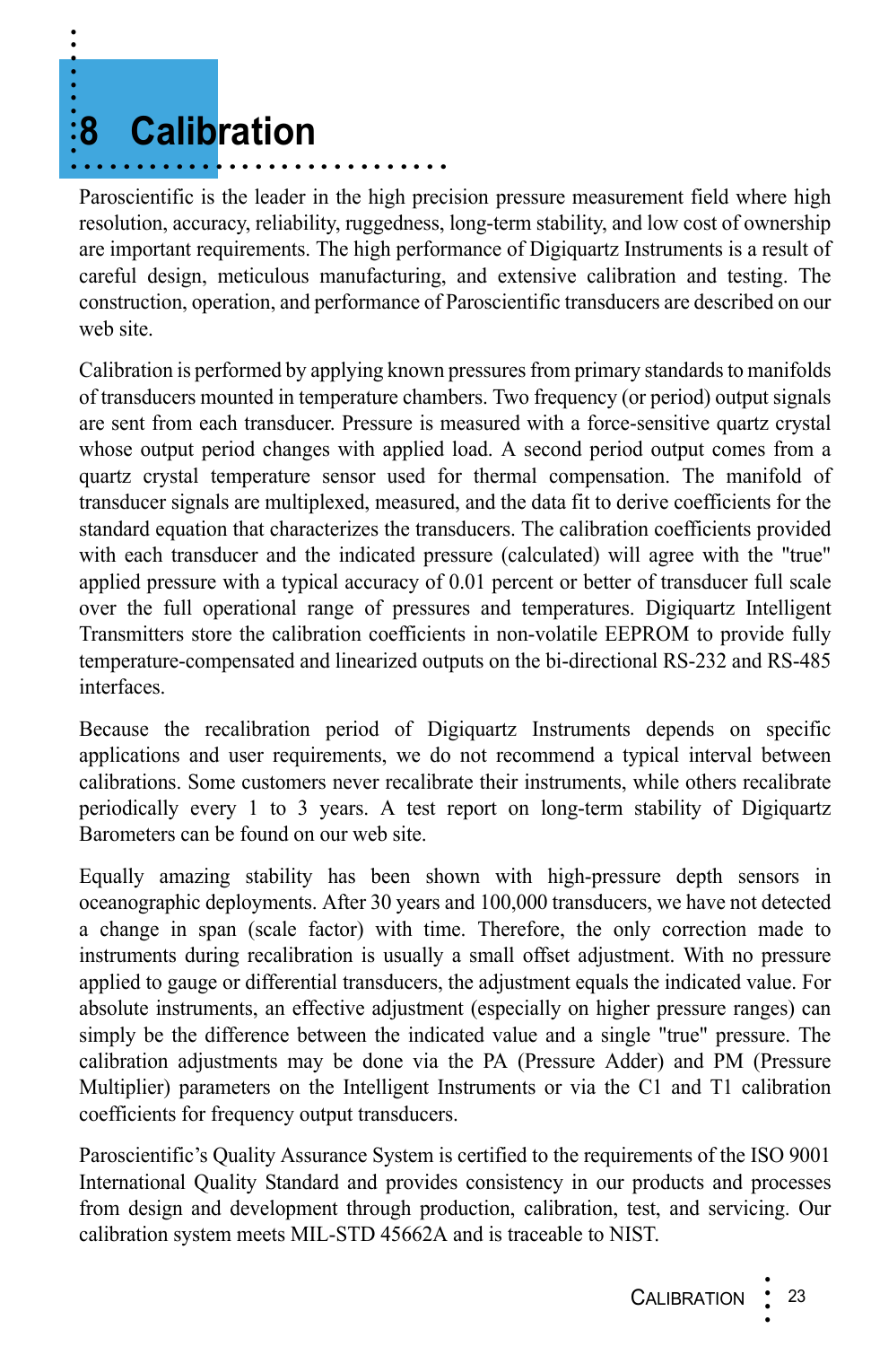# 8 Calibration

Paroscientific is the leader in the high precision pressure measurement field where high resolution, accuracy, reliability, ruggedness, long-term stability, and low cost of ownership are important requirements. The high performance of Digiquartz Instruments is a result of careful design, meticulous manufacturing, and extensive calibration and testing. The construction, operation, and performance of Paroscientific transducers are described on our web site.

Calibration is performed by applying known pressures from primary standards to manifolds of transducers mounted in temperature chambers. Two frequency (or period) output signals are sent from each transducer. Pressure is measured with a force-sensitive quartz crystal whose output period changes with applied load. A second period output comes from a quartz crystal temperature sensor used for thermal compensation. The manifold of transducer signals are multiplexed, measured, and the data fit to derive coefficients for the standard equation that characterizes the transducers. The calibration coefficients provided with each transducer and the indicated pressure (calculated) will agree with the "true" applied pressure with a typical accuracy of 0.01 percent or better of transducer full scale over the full operational range of pressures and temperatures. Digiquartz Intelligent Transmitters store the calibration coefficients in non-volatile EEPROM to provide fully temperature-compensated and linearized outputs on the bi-directional RS-232 and RS-485 interfaces.

Because the recalibration period of Digiquartz Instruments depends on specific applications and user requirements, we do not recommend a typical interval between calibrations. Some customers never recalibrate their instruments, while others recalibrate periodically every 1 to 3 years. A test report on long-term stability of Digiquartz Barometers can be found on our web site.

Equally amazing stability has been shown with high-pressure depth sensors in oceanographic deployments. After 30 years and 100,000 transducers, we have not detected a change in span (scale factor) with time. Therefore, the only correction made to instruments during recalibration is usually a small offset adjustment. With no pressure applied to gauge or differential transducers, the adjustment equals the indicated value. For absolute instruments, an effective adjustment (especially on higher pressure ranges) can simply be the difference between the indicated value and a single "true" pressure. The calibration adjustments may be done via the PA (Pressure Adder) and PM (Pressure Multiplier) parameters on the Intelligent Instruments or via the C1 and T1 calibration coefficients for frequency output transducers.

Paroscientific's Quality Assurance System is certified to the requirements of the ISO 9001 International Quality Standard and provides consistency in our products and processes from design and development through production, calibration, test, and servicing. Our calibration system meets MIL-STD 45662A and is traceable to NIST.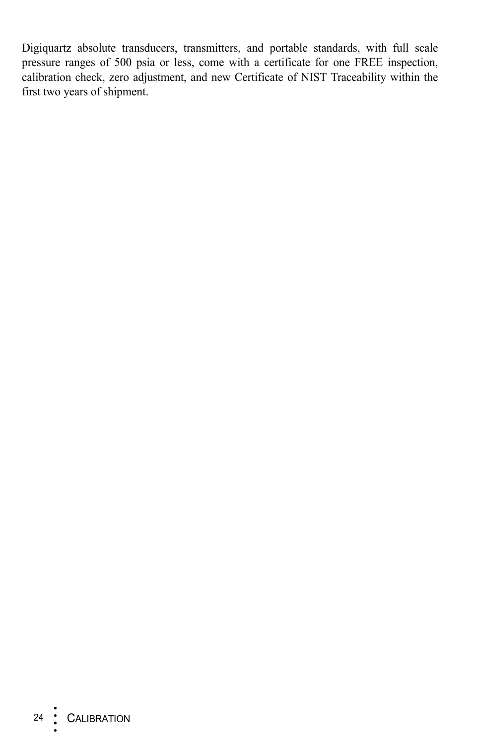Digiquartz absolute transducers, transmitters, and portable standards, with full scale pressure ranges of 500 psia or less, come with a certificate for one FREE inspection, calibration check, zero adjustment, and new Certificate of NIST Traceability within the first two years of shipment.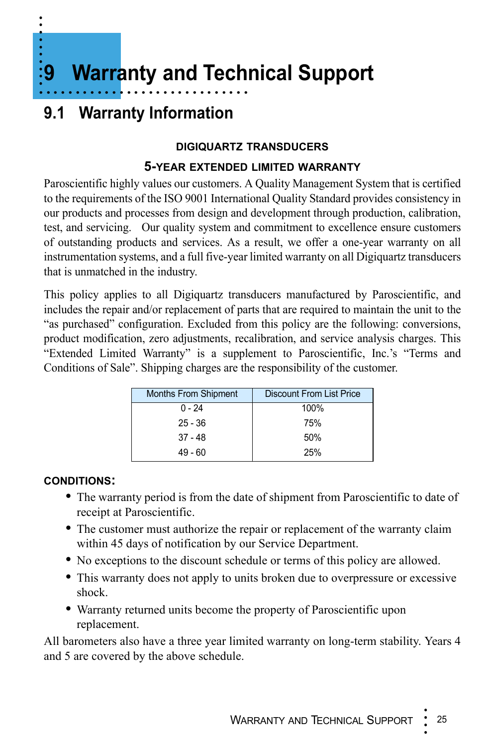# 9 Warranty and Technical Support

## 9.1 Warranty Information

**DIGIQUARTZ TRANSDUCERS**

**5-YEAR EXTENDED LIMITED WARRANTY**

Paroscientific highly values our customers. A Quality Management System that is certified to the requirements of the ISO 9001 International Quality Standard provides consistency in our products and processes from design and development through production, calibration, test, and servicing. Our quality system and commitment to excellence ensure customers of outstanding products and services. As a result, we offer a one-year warranty on all instrumentation systems, and a full five-year limited warranty on all Digiquartz transducers that is unmatched in the industry.

This policy applies to all Digiquartz transducers manufactured by Paroscientific, and includes the repair and/or replacement of parts that are required to maintain the unit to the "as purchased" configuration. Excluded from this policy are the following: conversions, product modification, zero adjustments, recalibration, and service analysis charges. This "Extended Limited Warranty" is a supplement to Paroscientific, Inc.'s "Terms and Conditions of Sale". Shipping charges are the responsibility of the customer.

| Months From Shipment | Discount From List Price |
|---|---|
| 0 - 24 | 100% |
| 25 - 36 | 75% |
| 37 - 48 | 50% |
| 49 - 60 | 25% |

**CONDITIONS:**

- The warranty period is from the date of shipment from Paroscientific to date of receipt at Paroscientific.
- The customer must authorize the repair or replacement of the warranty claim within 45 days of notification by our Service Department.
- No exceptions to the discount schedule or terms of this policy are allowed.
- This warranty does not apply to units broken due to overpressure or excessive shock.
- Warranty returned units become the property of Paroscientific upon replacement.

All barometers also have a three year limited warranty on long-term stability. Years 4 and 5 are covered by the above schedule.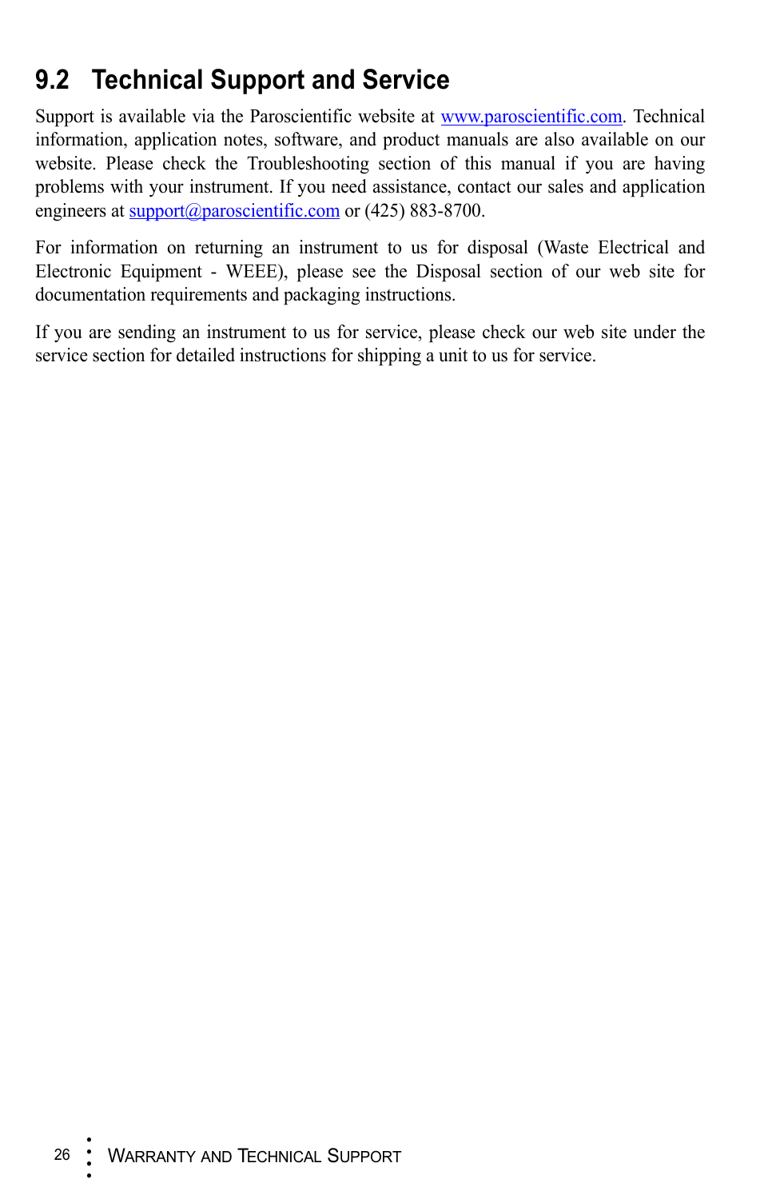## 9.2 Technical Support and Service

Support is available via the Paroscientific website at www.paroscientific.com. Technical information, application notes, software, and product manuals are also available on our website. Please check the Troubleshooting section of this manual if you are having problems with your instrument. If you need assistance, contact our sales and application engineers at support@paroscientific.com or (425) 883-8700.

For information on returning an instrument to us for disposal (Waste Electrical and Electronic Equipment - WEEE), please see the Disposal section of our web site for documentation requirements and packaging instructions.

If you are sending an instrument to us for service, please check our web site under the service section for detailed instructions for shipping a unit to us for service.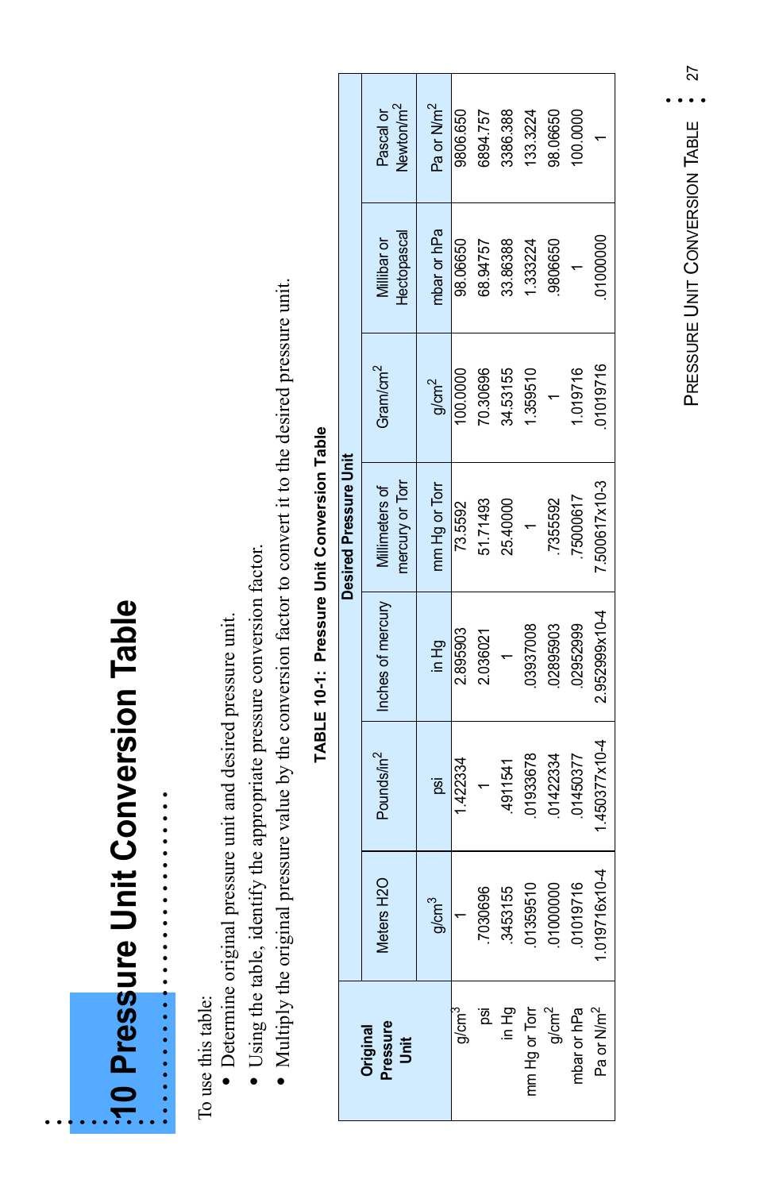# 10 Pressure Unit Conversion Table

To use this table:

- Determine original pressure unit and desired pressure unit.
- Using the table, identify the appropriate pressure conversion factor.
- Multiply the original pressure value by the conversion factor to convert it to the desired pressure unit.

**TABLE 10-1: Pressure Unit Conversion Table**

| Original Pressure Unit | Desired Pressure Unit | | | | | | |
|---|---|---|---|---|---|---|---|
| | Meters H2O | Pounds/in$^2$ | Inches of mercury | Millimeters of mercury or Torr | Gram/cm$^2$ | Millibar or Hectopascal | Pascal or Newton/m$^2$ |
| | g/cm$^3$ | psi | in Hg | mm Hg or Torr | g/cm$^2$ | mbar or hPa | Pa or N/m$^2$ |
| g/cm$^3$ | 1 | 1.422334 | 2.895903 | 73.5592 | 100.0000 | 98.06650 | 9806.650 |
| psi | .7030696 | 1 | 2.036021 | 51.71493 | 70.30696 | 68.94757 | 6894.757 |
| in Hg | .3453155 | .4911541 | 1 | 25.40000 | 34.53155 | 33.86388 | 3386.388 |
| mm Hg or Torr | .01359510 | .01933678 | .03937008 | 1 | 1.359510 | 1.333224 | 133.3224 |
| g/cm$^2$ | .01000000 | .01422334 | .02895903 | .7355592 | 1 | .9806650 | 98.06650 |
| mbar or hPa | .01019716 | .01450377 | .02952999 | .7500617 | 1.019716 | 1 | 100.0000 |
| Pa or N/m$^2$ | 1.019716x10-4 | 1.450377x10-4 | 2.952999x10-4 | 7.500617x10-3 | .01019716 | .01000000 | 1 |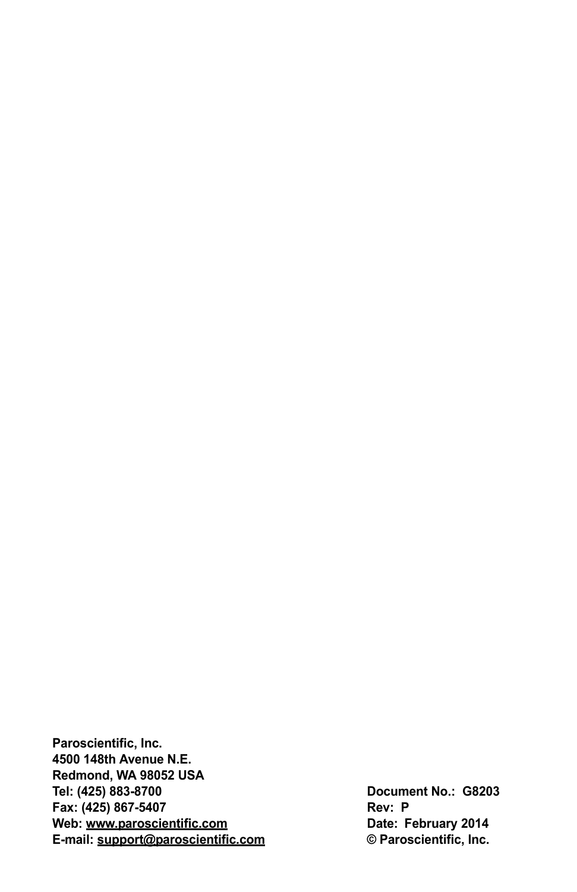**Paroscientific, Inc.**
**4500 148th Avenue N.E.**
**Redmond, WA 98052 USA**
**Tel: (425) 883-8700**
**Fax: (425) 867-5407**
**Web: www.paroscientific.com**
**E-mail: support@paroscientific.com**

**Document No.: G8203**
**Rev: P**
**Date: February 2014**
**© Paroscientific, Inc.**